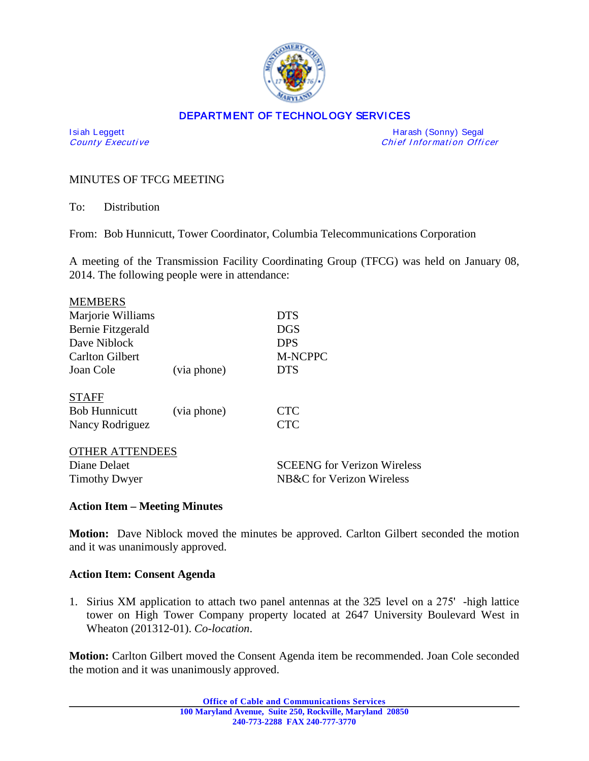**DEPARTMENT OF TECHNOLOGY SERVICES**

Isiah Leggett
*County Executive*

Harash (Sonny) Segal
*Chief Information Officer*

MINUTES OF TFCG MEETING

To: Distribution

From: Bob Hunnicutt, Tower Coordinator, Columbia Telecommunications Corporation

A meeting of the Transmission Facility Coordinating Group (TFCG) was held on January 08, 2014. The following people were in attendance:

| MEMBERS | | |
|---|---|---|
| Marjorie Williams | | DTS |
| Bernie Fitzgerald | | DGS |
| Dave Niblock | | DPS |
| Carlton Gilbert | | M-NCPPC |
| Joan Cole | (via phone) | DTS |
| **STAFF** | | |
| Bob Hunnicutt | (via phone) | CTC |
| Nancy Rodriguez | | CTC |
| **OTHER ATTENDEES** | | |
| Diane Delaet | | SCEENG for Verizon Wireless |
| Timothy Dwyer | | NB&C for Verizon Wireless |

**Action Item – Meeting Minutes**

**Motion:** Dave Niblock moved the minutes be approved. Carlton Gilbert seconded the motion and it was unanimously approved.

**Action Item: Consent Agenda**

1. Sirius XM application to attach two panel antennas at the 325 level on a 275' -high lattice tower on High Tower Company property located at 2647 University Boulevard West in Wheaton (201312-01). *Co-location*.

**Motion:** Carlton Gilbert moved the Consent Agenda item be recommended. Joan Cole seconded the motion and it was unanimously approved.

Office of Cable and Communications Services
100 Maryland Avenue, Suite 250, Rockville, Maryland 20850
240-773-2288 FAX 240-777-3770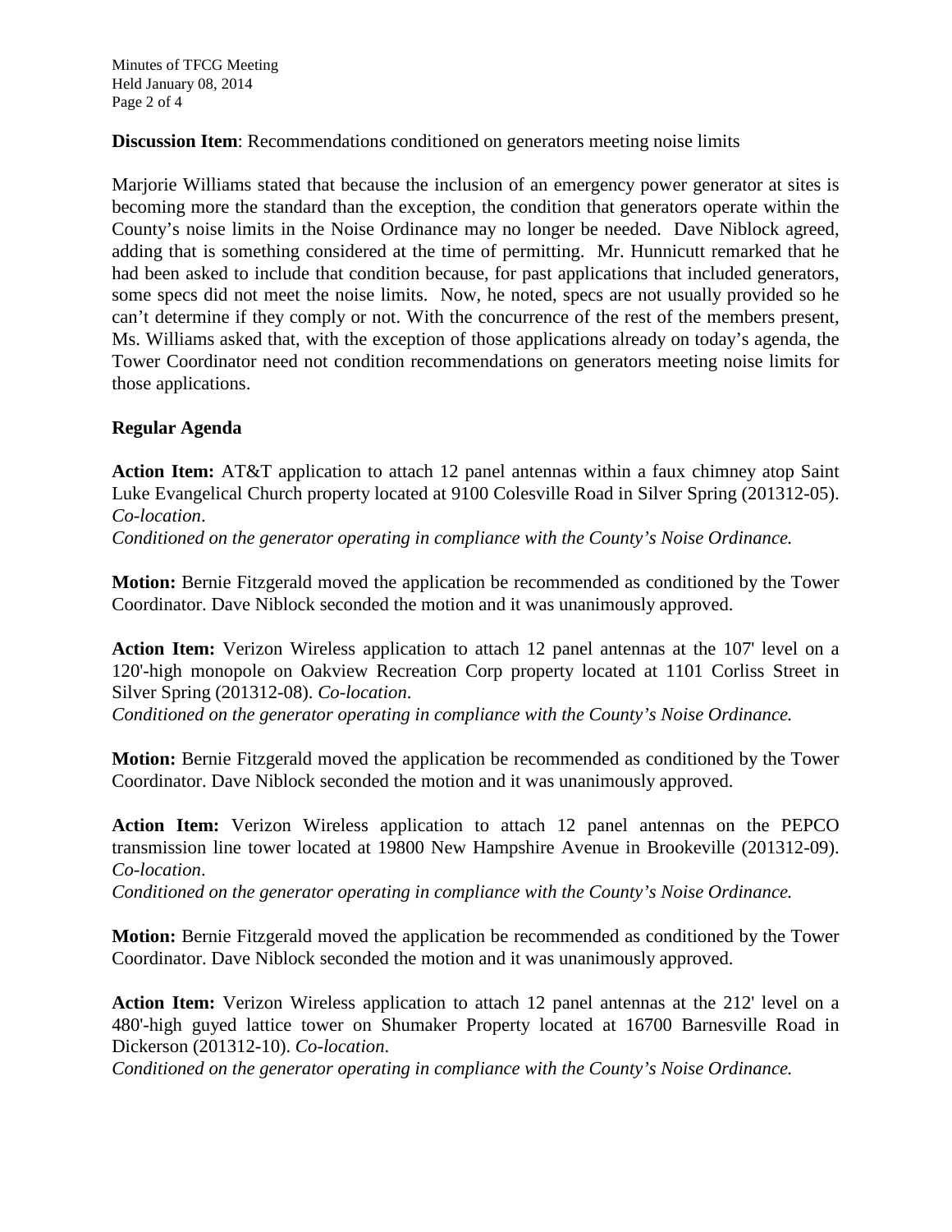**Discussion Item**: Recommendations conditioned on generators meeting noise limits

Marjorie Williams stated that because the inclusion of an emergency power generator at sites is becoming more the standard than the exception, the condition that generators operate within the County's noise limits in the Noise Ordinance may no longer be needed. Dave Niblock agreed, adding that is something considered at the time of permitting. Mr. Hunnicutt remarked that he had been asked to include that condition because, for past applications that included generators, some specs did not meet the noise limits. Now, he noted, specs are not usually provided so he can't determine if they comply or not. With the concurrence of the rest of the members present, Ms. Williams asked that, with the exception of those applications already on today's agenda, the Tower Coordinator need not condition recommendations on generators meeting noise limits for those applications.

**Regular Agenda**

**Action Item:** AT&T application to attach 12 panel antennas within a faux chimney atop Saint Luke Evangelical Church property located at 9100 Colesville Road in Silver Spring (201312-05). *Co-location*.
*Conditioned on the generator operating in compliance with the County's Noise Ordinance.*

**Motion:** Bernie Fitzgerald moved the application be recommended as conditioned by the Tower Coordinator. Dave Niblock seconded the motion and it was unanimously approved.

**Action Item:** Verizon Wireless application to attach 12 panel antennas at the 107' level on a 120'-high monopole on Oakview Recreation Corp property located at 1101 Corliss Street in Silver Spring (201312-08). *Co-location*.
*Conditioned on the generator operating in compliance with the County's Noise Ordinance.*

**Motion:** Bernie Fitzgerald moved the application be recommended as conditioned by the Tower Coordinator. Dave Niblock seconded the motion and it was unanimously approved.

**Action Item:** Verizon Wireless application to attach 12 panel antennas on the PEPCO transmission line tower located at 19800 New Hampshire Avenue in Brookeville (201312-09). *Co-location*.
*Conditioned on the generator operating in compliance with the County's Noise Ordinance.*

**Motion:** Bernie Fitzgerald moved the application be recommended as conditioned by the Tower Coordinator. Dave Niblock seconded the motion and it was unanimously approved.

**Action Item:** Verizon Wireless application to attach 12 panel antennas at the 212' level on a 480'-high guyed lattice tower on Shumaker Property located at 16700 Barnesville Road in Dickerson (201312-10). *Co-location*.
*Conditioned on the generator operating in compliance with the County's Noise Ordinance.*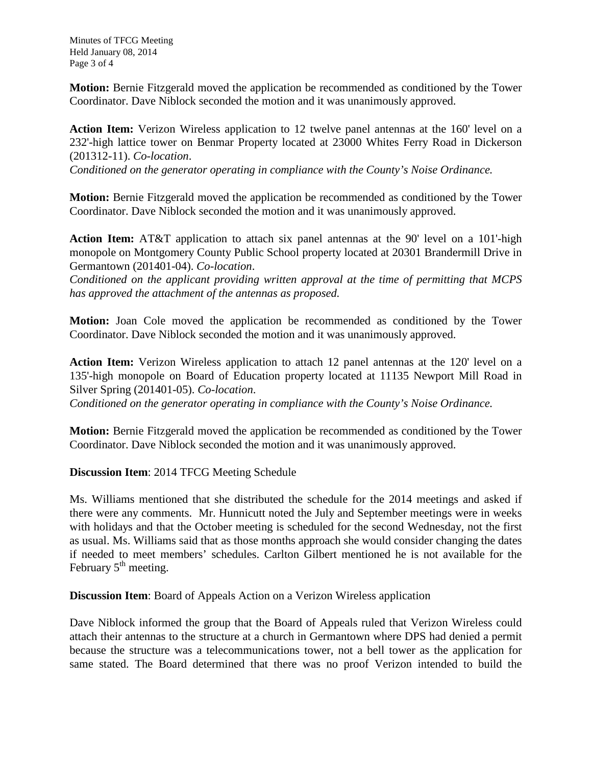**Motion:** Bernie Fitzgerald moved the application be recommended as conditioned by the Tower Coordinator. Dave Niblock seconded the motion and it was unanimously approved.

**Action Item:** Verizon Wireless application to 12 twelve panel antennas at the 160' level on a 232'-high lattice tower on Benmar Property located at 23000 Whites Ferry Road in Dickerson (201312-11). *Co-location*.
*Conditioned on the generator operating in compliance with the County's Noise Ordinance.*

**Motion:** Bernie Fitzgerald moved the application be recommended as conditioned by the Tower Coordinator. Dave Niblock seconded the motion and it was unanimously approved.

**Action Item:** AT&T application to attach six panel antennas at the 90' level on a 101'-high monopole on Montgomery County Public School property located at 20301 Brandermill Drive in Germantown (201401-04). *Co-location*.
*Conditioned on the applicant providing written approval at the time of permitting that MCPS has approved the attachment of the antennas as proposed.*

**Motion:** Joan Cole moved the application be recommended as conditioned by the Tower Coordinator. Dave Niblock seconded the motion and it was unanimously approved.

**Action Item:** Verizon Wireless application to attach 12 panel antennas at the 120' level on a 135'-high monopole on Board of Education property located at 11135 Newport Mill Road in Silver Spring (201401-05). *Co-location*.
*Conditioned on the generator operating in compliance with the County's Noise Ordinance.*

**Motion:** Bernie Fitzgerald moved the application be recommended as conditioned by the Tower Coordinator. Dave Niblock seconded the motion and it was unanimously approved.

**Discussion Item**: 2014 TFCG Meeting Schedule

Ms. Williams mentioned that she distributed the schedule for the 2014 meetings and asked if there were any comments. Mr. Hunnicutt noted the July and September meetings were in weeks with holidays and that the October meeting is scheduled for the second Wednesday, not the first as usual. Ms. Williams said that as those months approach she would consider changing the dates if needed to meet members' schedules. Carlton Gilbert mentioned he is not available for the February 5th meeting.

**Discussion Item**: Board of Appeals Action on a Verizon Wireless application

Dave Niblock informed the group that the Board of Appeals ruled that Verizon Wireless could attach their antennas to the structure at a church in Germantown where DPS had denied a permit because the structure was a telecommunications tower, not a bell tower as the application for same stated. The Board determined that there was no proof Verizon intended to build the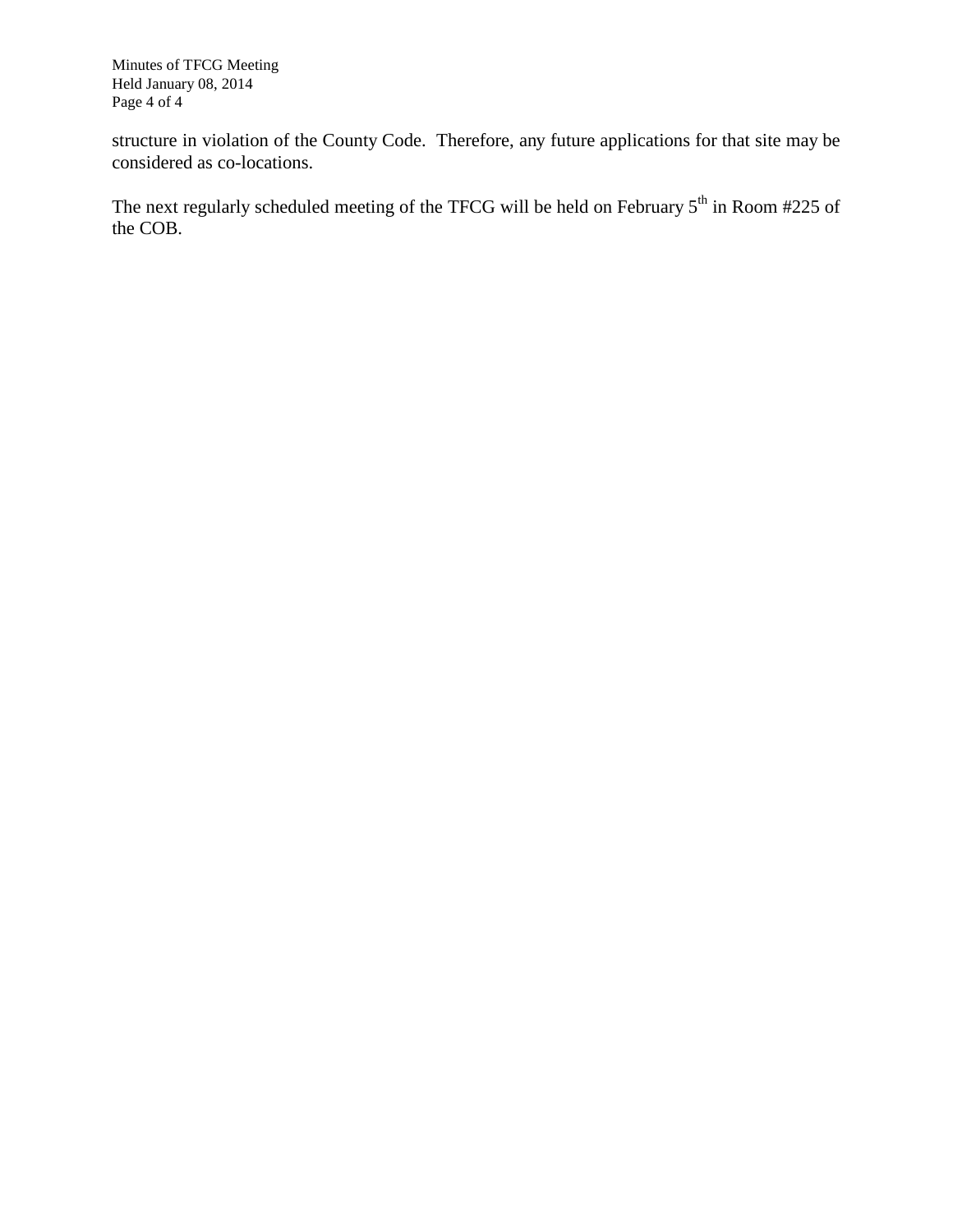structure in violation of the County Code. Therefore, any future applications for that site may be considered as co-locations.

The next regularly scheduled meeting of the TFCG will be held on February 5th in Room #225 of the COB.